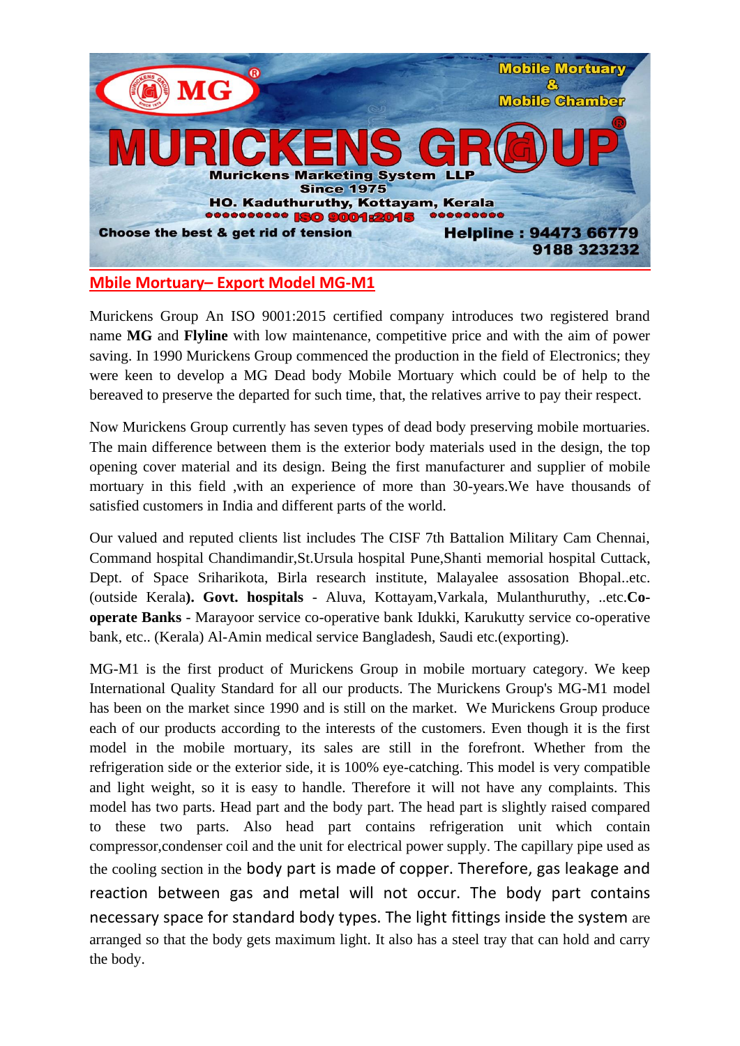MG®

Mobile Mortuary & Mobile Chamber

# MURICKENS GROUP®

**Murickens Marketing System LLP**
**Since 1975**
**HO. Kaduthuruthy, Kottayam, Kerala**
**ISO 9001:2015**

**Choose the best & get rid of tension**

**Helpline : 94473 66779**
**9188 323232**

## Mbile Mortuary– Export Model MG-M1

Murickens Group An ISO 9001:2015 certified company introduces two registered brand name **MG** and **Flyline** with low maintenance, competitive price and with the aim of power saving. In 1990 Murickens Group commenced the production in the field of Electronics; they were keen to develop a MG Dead body Mobile Mortuary which could be of help to the bereaved to preserve the departed for such time, that, the relatives arrive to pay their respect.

Now Murickens Group currently has seven types of dead body preserving mobile mortuaries. The main difference between them is the exterior body materials used in the design, the top opening cover material and its design. Being the first manufacturer and supplier of mobile mortuary in this field ,with an experience of more than 30-years.We have thousands of satisfied customers in India and different parts of the world.

Our valued and reputed clients list includes The CISF 7th Battalion Military Cam Chennai, Command hospital Chandimandir,St.Ursula hospital Pune,Shanti memorial hospital Cuttack, Dept. of Space Sriharikota, Birla research institute, Malayalee assosation Bhopal..etc. (outside Kerala**). Govt. hospitals** - Aluva, Kottayam,Varkala, Mulanthuruthy, ..etc.**Co-operate Banks** - Marayoor service co-operative bank Idukki, Karukutty service co-operative bank, etc.. (Kerala) Al-Amin medical service Bangladesh, Saudi etc.(exporting).

MG-M1 is the first product of Murickens Group in mobile mortuary category. We keep International Quality Standard for all our products. The Murickens Group's MG-M1 model has been on the market since 1990 and is still on the market. We Murickens Group produce each of our products according to the interests of the customers. Even though it is the first model in the mobile mortuary, its sales are still in the forefront. Whether from the refrigeration side or the exterior side, it is 100% eye-catching. This model is very compatible and light weight, so it is easy to handle. Therefore it will not have any complaints. This model has two parts. Head part and the body part. The head part is slightly raised compared to these two parts. Also head part contains refrigeration unit which contain compressor,condenser coil and the unit for electrical power supply. The capillary pipe used as the cooling section in the body part is made of copper. Therefore, gas leakage and reaction between gas and metal will not occur. The body part contains necessary space for standard body types. The light fittings inside the system are arranged so that the body gets maximum light. It also has a steel tray that can hold and carry the body.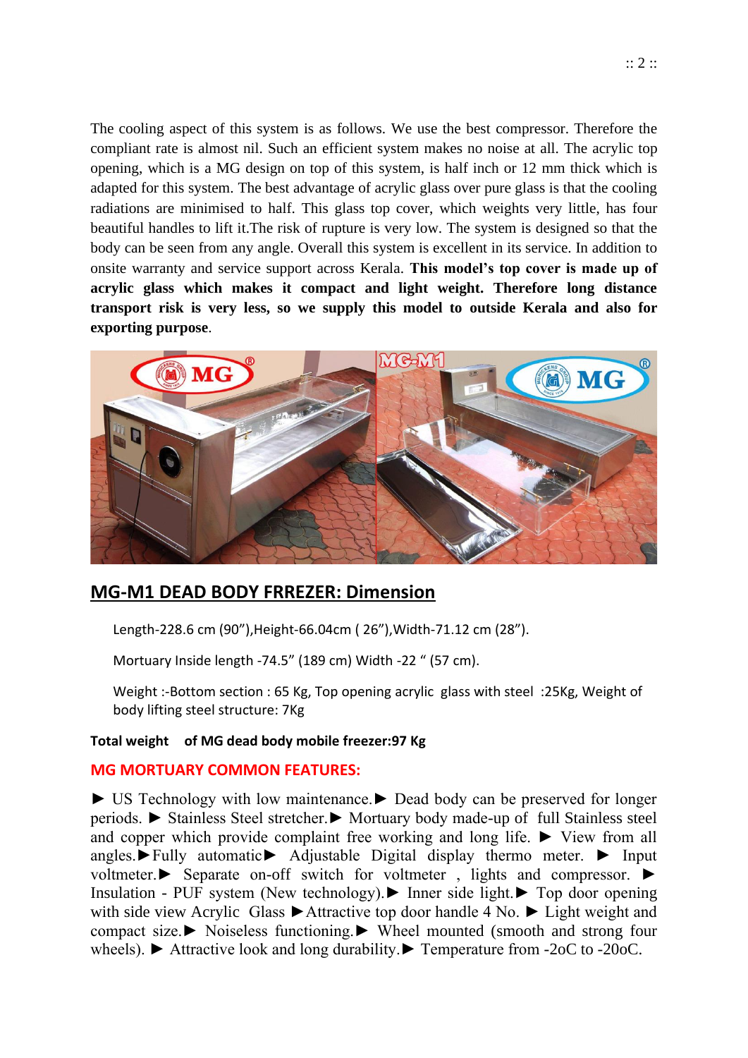The cooling aspect of this system is as follows. We use the best compressor. Therefore the compliant rate is almost nil. Such an efficient system makes no noise at all. The acrylic top opening, which is a MG design on top of this system, is half inch or 12 mm thick which is adapted for this system. The best advantage of acrylic glass over pure glass is that the cooling radiations are minimised to half. This glass top cover, which weights very little, has four beautiful handles to lift it.The risk of rupture is very low. The system is designed so that the body can be seen from any angle. Overall this system is excellent in its service. In addition to onsite warranty and service support across Kerala. **This model's top cover is made up of acrylic glass which makes it compact and light weight. Therefore long distance transport risk is very less, so we supply this model to outside Kerala and also for exporting purpose**.

## MG-M1 DEAD BODY FRREZER: Dimension

Length-228.6 cm (90"),Height-66.04cm ( 26"),Width-71.12 cm (28").

Mortuary Inside length -74.5" (189 cm) Width -22 " (57 cm).

Weight :-Bottom section : 65 Kg, Top opening acrylic glass with steel :25Kg, Weight of body lifting steel structure: 7Kg

**Total weight of MG dead body mobile freezer:97 Kg**

**MG MORTUARY COMMON FEATURES:**

► US Technology with low maintenance.► Dead body can be preserved for longer periods. ► Stainless Steel stretcher.► Mortuary body made-up of full Stainless steel and copper which provide complaint free working and long life. ► View from all angles.►Fully automatic► Adjustable Digital display thermo meter. ► Input voltmeter.► Separate on-off switch for voltmeter , lights and compressor. ► Insulation - PUF system (New technology).► Inner side light.► Top door opening with side view Acrylic Glass ►Attractive top door handle 4 No. ► Light weight and compact size.► Noiseless functioning.► Wheel mounted (smooth and strong four wheels). ► Attractive look and long durability.► Temperature from -2oC to -20oC.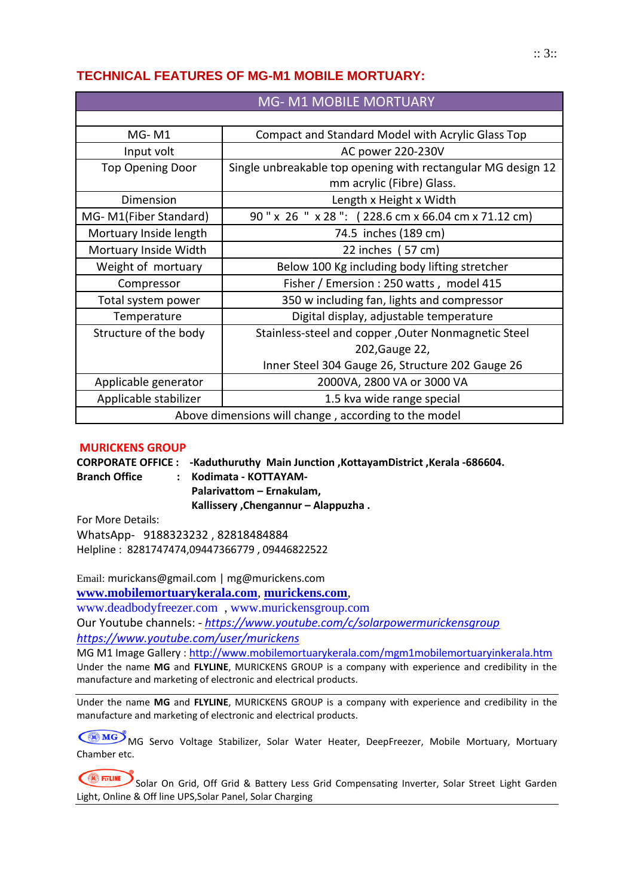## TECHNICAL FEATURES OF MG-M1 MOBILE MORTUARY:

| MG- M1 MOBILE MORTUARY | |
|---|---|
| | |
| MG- M1 | Compact and Standard Model with Acrylic Glass Top |
| Input volt | AC power 220-230V |
| Top Opening Door | Single unbreakable top opening with rectangular MG design 12 mm acrylic (Fibre) Glass. |
| Dimension | Length x Height x Width |
| MG- M1(Fiber Standard) | 90 " x 26 " x 28 ": ( 228.6 cm x 66.04 cm x 71.12 cm) |
| Mortuary Inside length | 74.5 inches (189 cm) |
| Mortuary Inside Width | 22 inches ( 57 cm) |
| Weight of mortuary | Below 100 Kg including body lifting stretcher |
| Compressor | Fisher / Emersion : 250 watts , model 415 |
| Total system power | 350 w including fan, lights and compressor |
| Temperature | Digital display, adjustable temperature |
| Structure of the body | Stainless-steel and copper ,Outer Nonmagnetic Steel 202,Gauge 22, Inner Steel 304 Gauge 26, Structure 202 Gauge 26 |
| Applicable generator | 2000VA, 2800 VA or 3000 VA |
| Applicable stabilizer | 1.5 kva wide range special |
| Above dimensions will change , according to the model | |

**MURICKENS GROUP**

**CORPORATE OFFICE : -Kaduthuruthy Main Junction ,KottayamDistrict ,Kerala -686604.**
**Branch Office : Kodimata - KOTTAYAM-**
**Palarivattom – Ernakulam,**
**Kallissery ,Chengannur – Alappuzha .**

For More Details:
WhatsApp- 9188323232 , 82818484884
Helpline : 8281747474,09447366779 , 09446822522

Email: murickans@gmail.com | mg@murickens.com
**www.mobilemortuarykerala.com**, **murickens.com**,
www.deadbodyfreezer.com , www.murickensgroup.com
Our Youtube channels: - *https://www.youtube.com/c/solarpowermurickensgroup*
*https://www.youtube.com/user/murickens*
MG M1 Image Gallery : http://www.mobilemortuarykerala.com/mgm1mobilemortuaryinkerala.htm
Under the name **MG** and **FLYLINE**, MURICKENS GROUP is a company with experience and credibility in the manufacture and marketing of electronic and electrical products.

Under the name **MG** and **FLYLINE**, MURICKENS GROUP is a company with experience and credibility in the manufacture and marketing of electronic and electrical products.

MG Servo Voltage Stabilizer, Solar Water Heater, DeepFreezer, Mobile Mortuary, Mortuary Chamber etc.

Solar On Grid, Off Grid & Battery Less Grid Compensating Inverter, Solar Street Light Garden Light, Online & Off line UPS,Solar Panel, Solar Charging